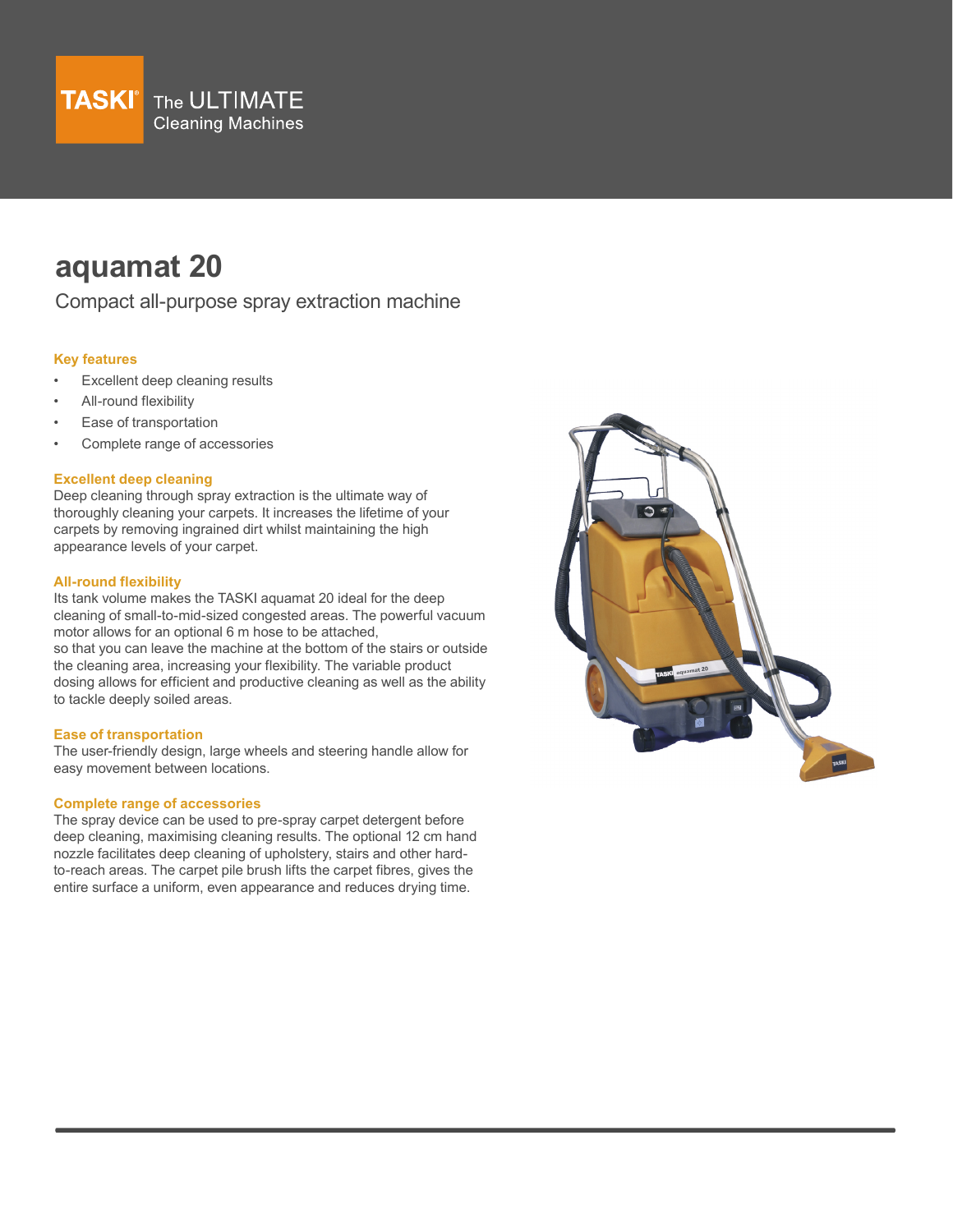TASKI® The ULTIMATE Cleaning Machines

# aquamat 20

Compact all-purpose spray extraction machine

### Key features

- Excellent deep cleaning results
- All-round flexibility
- Ease of transportation
- Complete range of accessories

### Excellent deep cleaning

Deep cleaning through spray extraction is the ultimate way of thoroughly cleaning your carpets. It increases the lifetime of your carpets by removing ingrained dirt whilst maintaining the high appearance levels of your carpet.

### All-round flexibility

Its tank volume makes the TASKI aquamat 20 ideal for the deep cleaning of small-to-mid-sized congested areas. The powerful vacuum motor allows for an optional 6 m hose to be attached, so that you can leave the machine at the bottom of the stairs or outside the cleaning area, increasing your flexibility. The variable product dosing allows for efficient and productive cleaning as well as the ability to tackle deeply soiled areas.

### Ease of transportation

The user-friendly design, large wheels and steering handle allow for easy movement between locations.

### Complete range of accessories

The spray device can be used to pre-spray carpet detergent before deep cleaning, maximising cleaning results. The optional 12 cm hand nozzle facilitates deep cleaning of upholstery, stairs and other hard-to-reach areas. The carpet pile brush lifts the carpet fibres, gives the entire surface a uniform, even appearance and reduces drying time.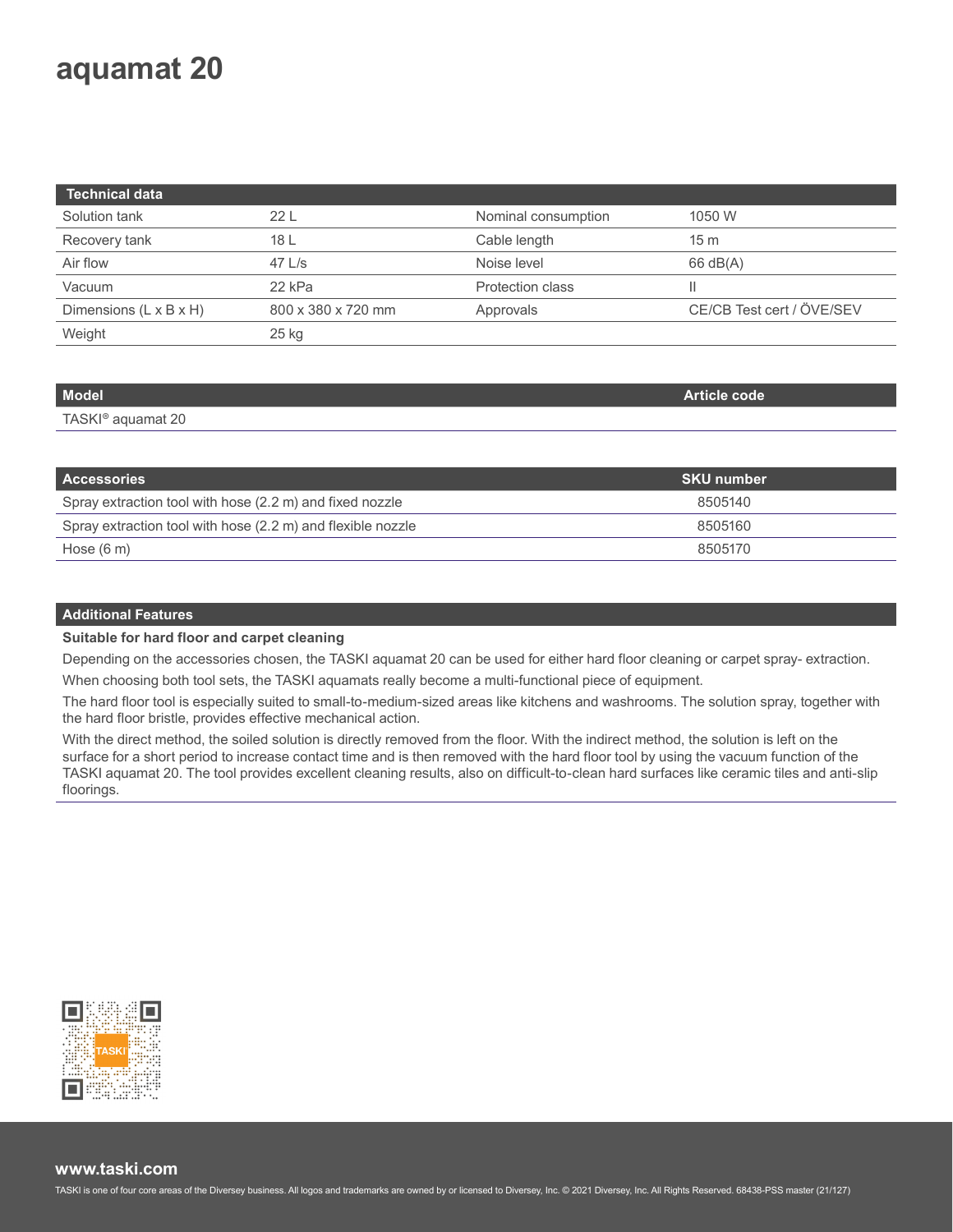# aquamat 20

| Technical data | | | |
|---|---|---|---|
| Solution tank | 22 L | Nominal consumption | 1050 W |
| Recovery tank | 18 L | Cable length | 15 m |
| Air flow | 47 L/s | Noise level | 66 dB(A) |
| Vacuum | 22 kPa | Protection class | II |
| Dimensions (L x B x H) | 800 x 380 x 720 mm | Approvals | CE/CB Test cert / ÖVE/SEV |
| Weight | 25 kg | | |

| Model | Article code |
|---|---|
| TASKI® aquamat 20 | |

| Accessories | SKU number |
|---|---|
| Spray extraction tool with hose (2.2 m) and fixed nozzle | 8505140 |
| Spray extraction tool with hose (2.2 m) and flexible nozzle | 8505160 |
| Hose (6 m) | 8505170 |

## Additional Features

**Suitable for hard floor and carpet cleaning**

Depending on the accessories chosen, the TASKI aquamat 20 can be used for either hard floor cleaning or carpet spray- extraction.

When choosing both tool sets, the TASKI aquamats really become a multi-functional piece of equipment.

The hard floor tool is especially suited to small-to-medium-sized areas like kitchens and washrooms. The solution spray, together with the hard floor bristle, provides effective mechanical action.

With the direct method, the soiled solution is directly removed from the floor. With the indirect method, the solution is left on the surface for a short period to increase contact time and is then removed with the hard floor tool by using the vacuum function of the TASKI aquamat 20. The tool provides excellent cleaning results, also on difficult-to-clean hard surfaces like ceramic tiles and anti-slip floorings.

**www.taski.com**

TASKI is one of four core areas of the Diversey business. All logos and trademarks are owned by or licensed to Diversey, Inc. © 2021 Diversey, Inc. All Rights Reserved. 68438-PSS master (21/127)